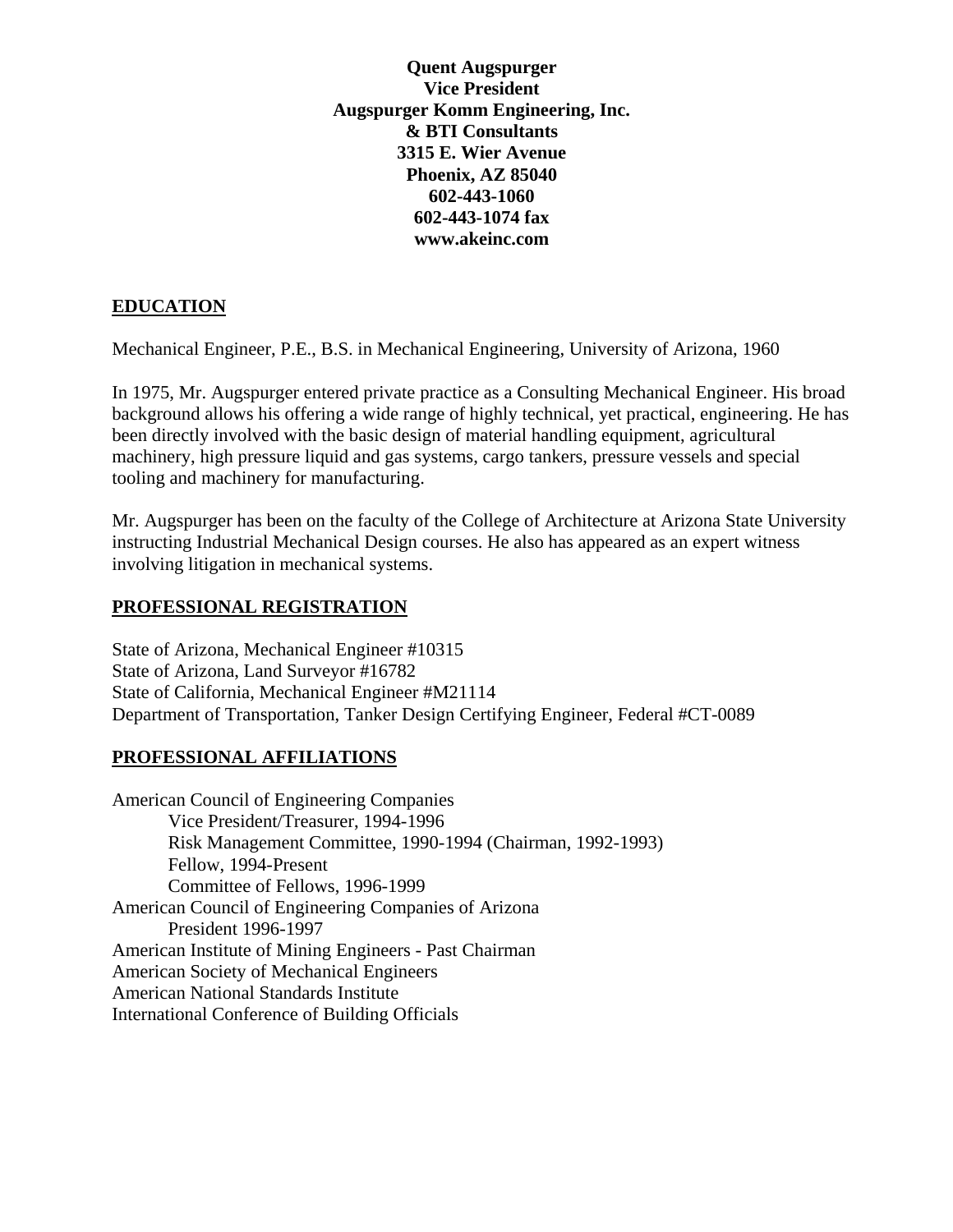**Quent Augspurger**
**Vice President**
**Augspurger Komm Engineering, Inc.**
**& BTI Consultants**
**3315 E. Wier Avenue**
**Phoenix, AZ 85040**
**602-443-1060**
**602-443-1074 fax**
**www.akeinc.com**

## EDUCATION

Mechanical Engineer, P.E., B.S. in Mechanical Engineering, University of Arizona, 1960

In 1975, Mr. Augspurger entered private practice as a Consulting Mechanical Engineer. His broad background allows his offering a wide range of highly technical, yet practical, engineering. He has been directly involved with the basic design of material handling equipment, agricultural machinery, high pressure liquid and gas systems, cargo tankers, pressure vessels and special tooling and machinery for manufacturing.

Mr. Augspurger has been on the faculty of the College of Architecture at Arizona State University instructing Industrial Mechanical Design courses. He also has appeared as an expert witness involving litigation in mechanical systems.

## PROFESSIONAL REGISTRATION

State of Arizona, Mechanical Engineer #10315
State of Arizona, Land Surveyor #16782
State of California, Mechanical Engineer #M21114
Department of Transportation, Tanker Design Certifying Engineer, Federal #CT-0089

## PROFESSIONAL AFFILIATIONS

American Council of Engineering Companies
- Vice President/Treasurer, 1994-1996
- Risk Management Committee, 1990-1994 (Chairman, 1992-1993)
- Fellow, 1994-Present
- Committee of Fellows, 1996-1999

American Council of Engineering Companies of Arizona
- President 1996-1997

American Institute of Mining Engineers - Past Chairman
American Society of Mechanical Engineers
American National Standards Institute
International Conference of Building Officials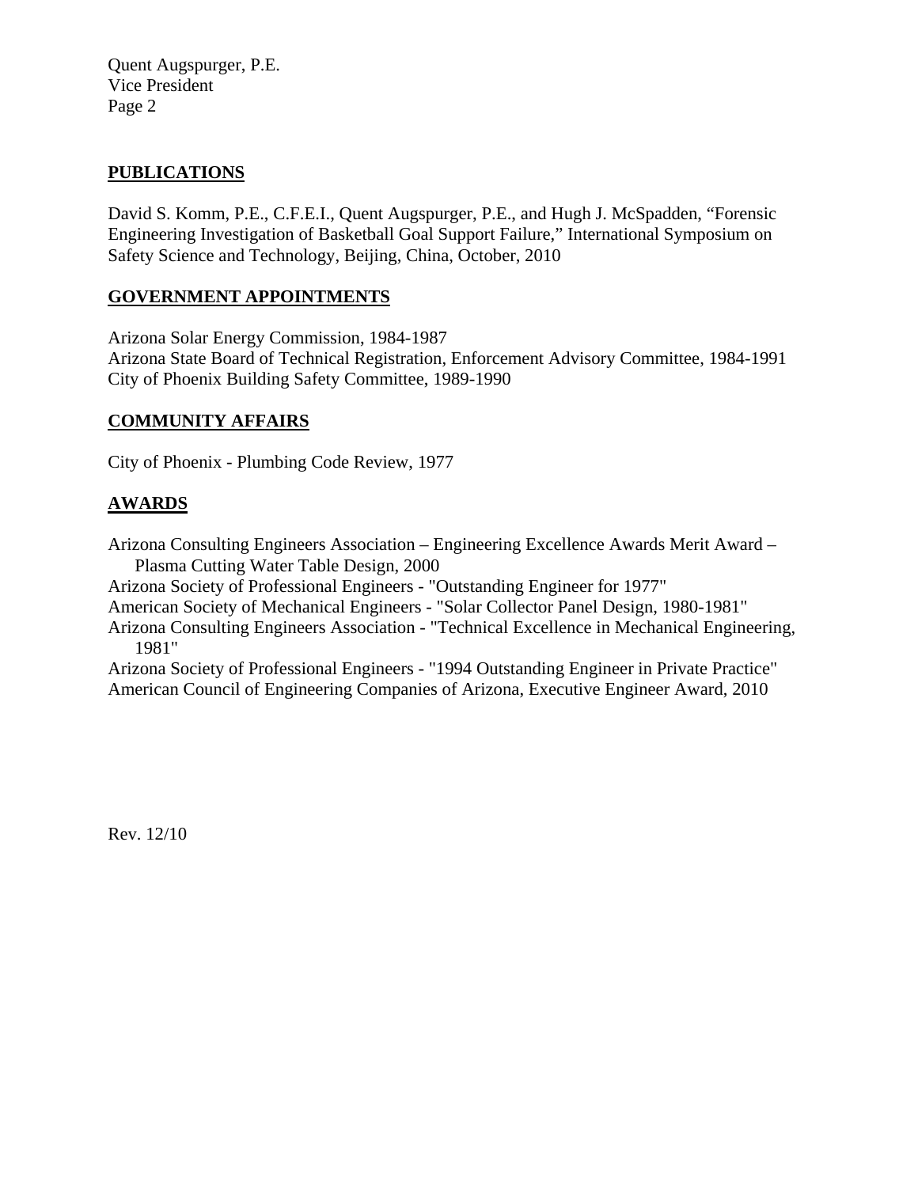## PUBLICATIONS

David S. Komm, P.E., C.F.E.I., Quent Augspurger, P.E., and Hugh J. McSpadden, "Forensic Engineering Investigation of Basketball Goal Support Failure," International Symposium on Safety Science and Technology, Beijing, China, October, 2010

## GOVERNMENT APPOINTMENTS

Arizona Solar Energy Commission, 1984-1987
Arizona State Board of Technical Registration, Enforcement Advisory Committee, 1984-1991
City of Phoenix Building Safety Committee, 1989-1990

## COMMUNITY AFFAIRS

City of Phoenix - Plumbing Code Review, 1977

## AWARDS

Arizona Consulting Engineers Association – Engineering Excellence Awards Merit Award – Plasma Cutting Water Table Design, 2000
Arizona Society of Professional Engineers - "Outstanding Engineer for 1977"
American Society of Mechanical Engineers - "Solar Collector Panel Design, 1980-1981"
Arizona Consulting Engineers Association - "Technical Excellence in Mechanical Engineering, 1981"
Arizona Society of Professional Engineers - "1994 Outstanding Engineer in Private Practice"
American Council of Engineering Companies of Arizona, Executive Engineer Award, 2010

Rev. 12/10